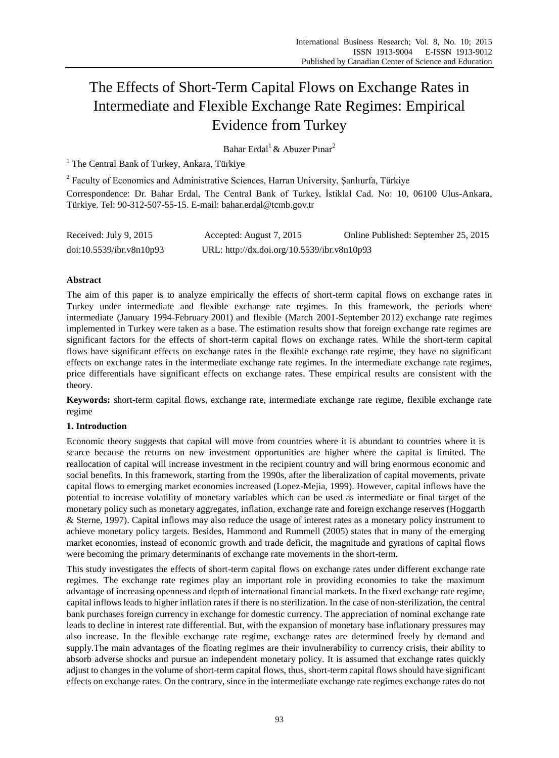# The Effects of Short-Term Capital Flows on Exchange Rates in Intermediate and Flexible Exchange Rate Regimes: Empirical Evidence from Turkey

Bahar Erdal[1] & Abuzer Pınar[2]

[1] The Central Bank of Turkey, Ankara, Türkiye

[2] Faculty of Economics and Administrative Sciences, Harran University, Şanlıurfa, Türkiye

Correspondence: Dr. Bahar Erdal, The Central Bank of Turkey, İstiklal Cad. No: 10, 06100 Ulus-Ankara, Türkiye. Tel: 90-312-507-55-15. E-mail: bahar.erdal@tcmb.gov.tr

Received: July 9, 2015 Accepted: August 7, 2015 Online Published: September 25, 2015

doi:10.5539/ibr.v8n10p93 URL: http://dx.doi.org/10.5539/ibr.v8n10p93

**Abstract**

The aim of this paper is to analyze empirically the effects of short-term capital flows on exchange rates in Turkey under intermediate and flexible exchange rate regimes. In this framework, the periods where intermediate (January 1994-February 2001) and flexible (March 2001-September 2012) exchange rate regimes implemented in Turkey were taken as a base. The estimation results show that foreign exchange rate regimes are significant factors for the effects of short-term capital flows on exchange rates. While the short-term capital flows have significant effects on exchange rates in the flexible exchange rate regime, they have no significant effects on exchange rates in the intermediate exchange rate regimes. In the intermediate exchange rate regimes, price differentials have significant effects on exchange rates. These empirical results are consistent with the theory.

**Keywords:** short-term capital flows, exchange rate, intermediate exchange rate regime, flexible exchange rate regime

## 1. Introduction

Economic theory suggests that capital will move from countries where it is abundant to countries where it is scarce because the returns on new investment opportunities are higher where the capital is limited. The reallocation of capital will increase investment in the recipient country and will bring enormous economic and social benefits. In this framework, starting from the 1990s, after the liberalization of capital movements, private capital flows to emerging market economies increased (Lopez-Mejia, 1999). However, capital inflows have the potential to increase volatility of monetary variables which can be used as intermediate or final target of the monetary policy such as monetary aggregates, inflation, exchange rate and foreign exchange reserves (Hoggarth & Sterne, 1997). Capital inflows may also reduce the usage of interest rates as a monetary policy instrument to achieve monetary policy targets. Besides, Hammond and Rummell (2005) states that in many of the emerging market economies, instead of economic growth and trade deficit, the magnitude and gyrations of capital flows were becoming the primary determinants of exchange rate movements in the short-term.

This study investigates the effects of short-term capital flows on exchange rates under different exchange rate regimes. The exchange rate regimes play an important role in providing economies to take the maximum advantage of increasing openness and depth of international financial markets. In the fixed exchange rate regime, capital inflows leads to higher inflation rates if there is no sterilization. In the case of non-sterilization, the central bank purchases foreign currency in exchange for domestic currency. The appreciation of nominal exchange rate leads to decline in interest rate differential. But, with the expansion of monetary base inflationary pressures may also increase. In the flexible exchange rate regime, exchange rates are determined freely by demand and supply.The main advantages of the floating regimes are their invulnerability to currency crisis, their ability to absorb adverse shocks and pursue an independent monetary policy. It is assumed that exchange rates quickly adjust to changes in the volume of short-term capital flows, thus, short-term capital flows should have significant effects on exchange rates. On the contrary, since in the intermediate exchange rate regimes exchange rates do not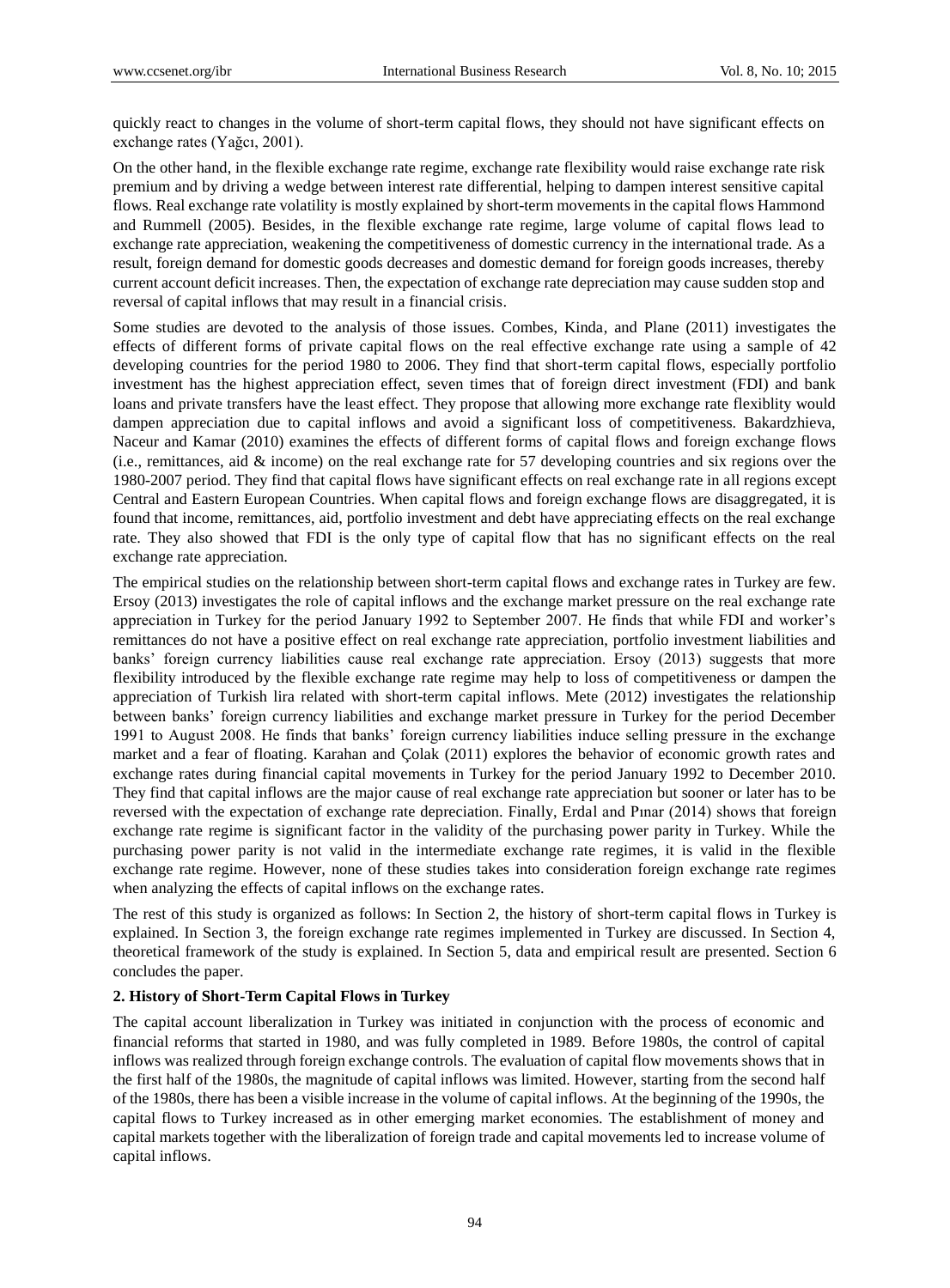quickly react to changes in the volume of short-term capital flows, they should not have significant effects on exchange rates (Yağcı, 2001).

On the other hand, in the flexible exchange rate regime, exchange rate flexibility would raise exchange rate risk premium and by driving a wedge between interest rate differential, helping to dampen interest sensitive capital flows. Real exchange rate volatility is mostly explained by short-term movements in the capital flows Hammond and Rummell (2005). Besides, in the flexible exchange rate regime, large volume of capital flows lead to exchange rate appreciation, weakening the competitiveness of domestic currency in the international trade. As a result, foreign demand for domestic goods decreases and domestic demand for foreign goods increases, thereby current account deficit increases. Then, the expectation of exchange rate depreciation may cause sudden stop and reversal of capital inflows that may result in a financial crisis.

Some studies are devoted to the analysis of those issues. Combes, Kinda, and Plane (2011) investigates the effects of different forms of private capital flows on the real effective exchange rate using a sample of 42 developing countries for the period 1980 to 2006. They find that short-term capital flows, especially portfolio investment has the highest appreciation effect, seven times that of foreign direct investment (FDI) and bank loans and private transfers have the least effect. They propose that allowing more exchange rate flexiblity would dampen appreciation due to capital inflows and avoid a significant loss of competitiveness. Bakardzhieva, Naceur and Kamar (2010) examines the effects of different forms of capital flows and foreign exchange flows (i.e., remittances, aid & income) on the real exchange rate for 57 developing countries and six regions over the 1980-2007 period. They find that capital flows have significant effects on real exchange rate in all regions except Central and Eastern European Countries. When capital flows and foreign exchange flows are disaggregated, it is found that income, remittances, aid, portfolio investment and debt have appreciating effects on the real exchange rate. They also showed that FDI is the only type of capital flow that has no significant effects on the real exchange rate appreciation.

The empirical studies on the relationship between short-term capital flows and exchange rates in Turkey are few. Ersoy (2013) investigates the role of capital inflows and the exchange market pressure on the real exchange rate appreciation in Turkey for the period January 1992 to September 2007. He finds that while FDI and worker's remittances do not have a positive effect on real exchange rate appreciation, portfolio investment liabilities and banks' foreign currency liabilities cause real exchange rate appreciation. Ersoy (2013) suggests that more flexibility introduced by the flexible exchange rate regime may help to loss of competitiveness or dampen the appreciation of Turkish lira related with short-term capital inflows. Mete (2012) investigates the relationship between banks' foreign currency liabilities and exchange market pressure in Turkey for the period December 1991 to August 2008. He finds that banks' foreign currency liabilities induce selling pressure in the exchange market and a fear of floating. Karahan and Çolak (2011) explores the behavior of economic growth rates and exchange rates during financial capital movements in Turkey for the period January 1992 to December 2010. They find that capital inflows are the major cause of real exchange rate appreciation but sooner or later has to be reversed with the expectation of exchange rate depreciation. Finally, Erdal and Pınar (2014) shows that foreign exchange rate regime is significant factor in the validity of the purchasing power parity in Turkey. While the purchasing power parity is not valid in the intermediate exchange rate regimes, it is valid in the flexible exchange rate regime. However, none of these studies takes into consideration foreign exchange rate regimes when analyzing the effects of capital inflows on the exchange rates.

The rest of this study is organized as follows: In Section 2, the history of short-term capital flows in Turkey is explained. In Section 3, the foreign exchange rate regimes implemented in Turkey are discussed. In Section 4, theoretical framework of the study is explained. In Section 5, data and empirical result are presented. Section 6 concludes the paper.

## 2. History of Short-Term Capital Flows in Turkey

The capital account liberalization in Turkey was initiated in conjunction with the process of economic and financial reforms that started in 1980, and was fully completed in 1989. Before 1980s, the control of capital inflows was realized through foreign exchange controls. The evaluation of capital flow movements shows that in the first half of the 1980s, the magnitude of capital inflows was limited. However, starting from the second half of the 1980s, there has been a visible increase in the volume of capital inflows. At the beginning of the 1990s, the capital flows to Turkey increased as in other emerging market economies. The establishment of money and capital markets together with the liberalization of foreign trade and capital movements led to increase volume of capital inflows.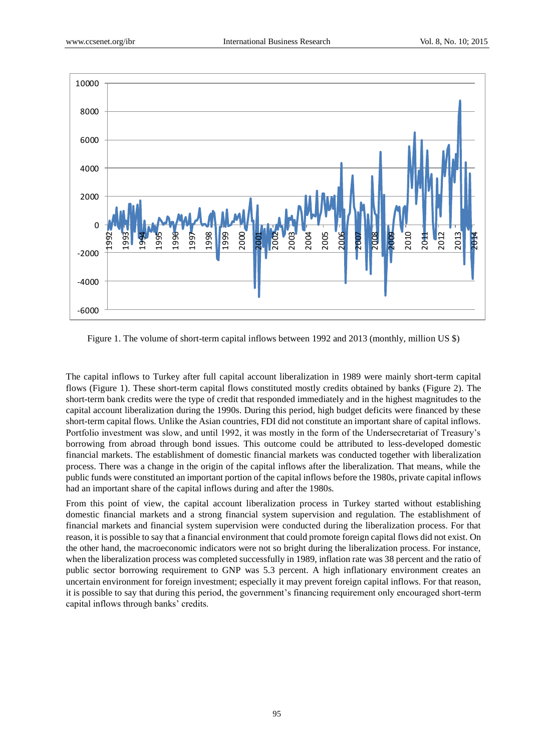Figure 1. The volume of short-term capital inflows between 1992 and 2013 (monthly, million US $)

The capital inflows to Turkey after full capital account liberalization in 1989 were mainly short-term capital flows (Figure 1). These short-term capital flows constituted mostly credits obtained by banks (Figure 2). The short-term bank credits were the type of credit that responded immediately and in the highest magnitudes to the capital account liberalization during the 1990s. During this period, high budget deficits were financed by these short-term capital flows. Unlike the Asian countries, FDI did not constitute an important share of capital inflows. Portfolio investment was slow, and until 1992, it was mostly in the form of the Undersecretariat of Treasury's borrowing from abroad through bond issues. This outcome could be attributed to less-developed domestic financial markets. The establishment of domestic financial markets was conducted together with liberalization process. There was a change in the origin of the capital inflows after the liberalization. That means, while the public funds were constituted an important portion of the capital inflows before the 1980s, private capital inflows had an important share of the capital inflows during and after the 1980s.

From this point of view, the capital account liberalization process in Turkey started without establishing domestic financial markets and a strong financial system supervision and regulation. The establishment of financial markets and financial system supervision were conducted during the liberalization process. For that reason, it is possible to say that a financial environment that could promote foreign capital flows did not exist. On the other hand, the macroeconomic indicators were not so bright during the liberalization process. For instance, when the liberalization process was completed successfully in 1989, inflation rate was 38 percent and the ratio of public sector borrowing requirement to GNP was 5.3 percent. A high inflationary environment creates an uncertain environment for foreign investment; especially it may prevent foreign capital inflows. For that reason, it is possible to say that during this period, the government's financing requirement only encouraged short-term capital inflows through banks' credits.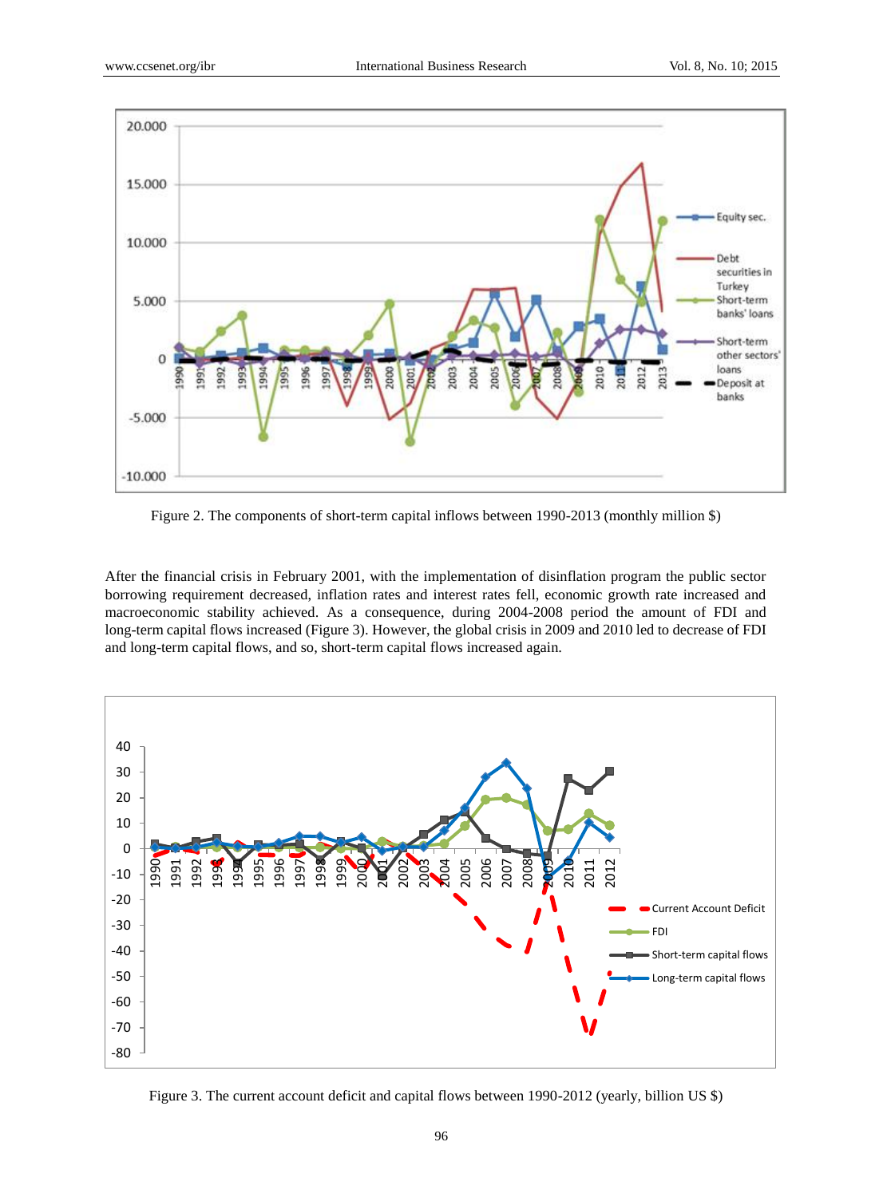Figure 2. The components of short-term capital inflows between 1990-2013 (monthly million $)

After the financial crisis in February 2001, with the implementation of disinflation program the public sector borrowing requirement decreased, inflation rates and interest rates fell, economic growth rate increased and macroeconomic stability achieved. As a consequence, during 2004-2008 period the amount of FDI and long-term capital flows increased (Figure 3). However, the global crisis in 2009 and 2010 led to decrease of FDI and long-term capital flows, and so, short-term capital flows increased again.

Figure 3. The current account deficit and capital flows between 1990-2012 (yearly, billion US $)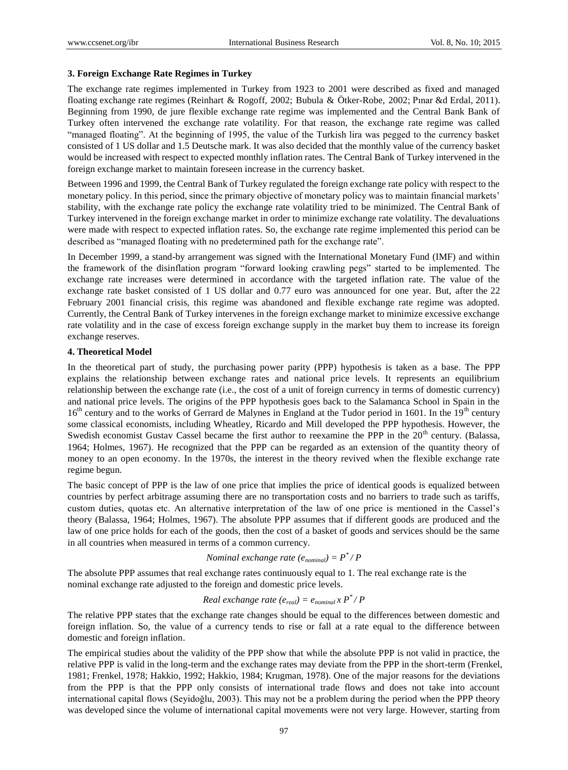### 3. Foreign Exchange Rate Regimes in Turkey

The exchange rate regimes implemented in Turkey from 1923 to 2001 were described as fixed and managed floating exchange rate regimes (Reinhart & Rogoff, 2002; Bubula & Ötker-Robe, 2002; Pınar &d Erdal, 2011). Beginning from 1990, de jure flexible exchange rate regime was implemented and the Central Bank Bank of Turkey often intervened the exchange rate volatility. For that reason, the exchange rate regime was called "managed floating". At the beginning of 1995, the value of the Turkish lira was pegged to the currency basket consisted of 1 US dollar and 1.5 Deutsche mark. It was also decided that the monthly value of the currency basket would be increased with respect to expected monthly inflation rates. The Central Bank of Turkey intervened in the foreign exchange market to maintain foreseen increase in the currency basket.

Between 1996 and 1999, the Central Bank of Turkey regulated the foreign exchange rate policy with respect to the monetary policy. In this period, since the primary objective of monetary policy was to maintain financial markets' stability, with the exchange rate policy the exchange rate volatility tried to be minimized. The Central Bank of Turkey intervened in the foreign exchange market in order to minimize exchange rate volatility. The devaluations were made with respect to expected inflation rates. So, the exchange rate regime implemented this period can be described as "managed floating with no predetermined path for the exchange rate".

In December 1999, a stand-by arrangement was signed with the International Monetary Fund (IMF) and within the framework of the disinflation program "forward looking crawling pegs" started to be implemented. The exchange rate increases were determined in accordance with the targeted inflation rate. The value of the exchange rate basket consisted of 1 US dollar and 0.77 euro was announced for one year. But, after the 22 February 2001 financial crisis, this regime was abandoned and flexible exchange rate regime was adopted. Currently, the Central Bank of Turkey intervenes in the foreign exchange market to minimize excessive exchange rate volatility and in the case of excess foreign exchange supply in the market buy them to increase its foreign exchange reserves.

### 4. Theoretical Model

In the theoretical part of study, the purchasing power parity (PPP) hypothesis is taken as a base. The PPP explains the relationship between exchange rates and national price levels. It represents an equilibrium relationship between the exchange rate (i.e., the cost of a unit of foreign currency in terms of domestic currency) and national price levels. The origins of the PPP hypothesis goes back to the Salamanca School in Spain in the 16th century and to the works of Gerrard de Malynes in England at the Tudor period in 1601. In the 19th century some classical economists, including Wheatley, Ricardo and Mill developed the PPP hypothesis. However, the Swedish economist Gustav Cassel became the first author to reexamine the PPP in the 20th century. (Balassa, 1964; Holmes, 1967). He recognized that the PPP can be regarded as an extension of the quantity theory of money to an open economy. In the 1970s, the interest in the theory revived when the flexible exchange rate regime begun.

The basic concept of PPP is the law of one price that implies the price of identical goods is equalized between countries by perfect arbitrage assuming there are no transportation costs and no barriers to trade such as tariffs, custom duties, quotas etc. An alternative interpretation of the law of one price is mentioned in the Cassel's theory (Balassa, 1964; Holmes, 1967). The absolute PPP assumes that if different goods are produced and the law of one price holds for each of the goods, then the cost of a basket of goods and services should be the same in all countries when measured in terms of a common currency.

$$\text{Nominal exchange rate } (e_{nominal}) = P^{*} / P$$

The absolute PPP assumes that real exchange rates continuously equal to 1. The real exchange rate is the nominal exchange rate adjusted to the foreign and domestic price levels.

$$\text{Real exchange rate } (e_{real}) = e_{nominal} \times P^{*} / P$$

The relative PPP states that the exchange rate changes should be equal to the differences between domestic and foreign inflation. So, the value of a currency tends to rise or fall at a rate equal to the difference between domestic and foreign inflation.

The empirical studies about the validity of the PPP show that while the absolute PPP is not valid in practice, the relative PPP is valid in the long-term and the exchange rates may deviate from the PPP in the short-term (Frenkel, 1981; Frenkel, 1978; Hakkio, 1992; Hakkio, 1984; Krugman, 1978). One of the major reasons for the deviations from the PPP is that the PPP only consists of international trade flows and does not take into account international capital flows (Seyidoğlu, 2003). This may not be a problem during the period when the PPP theory was developed since the volume of international capital movements were not very large. However, starting from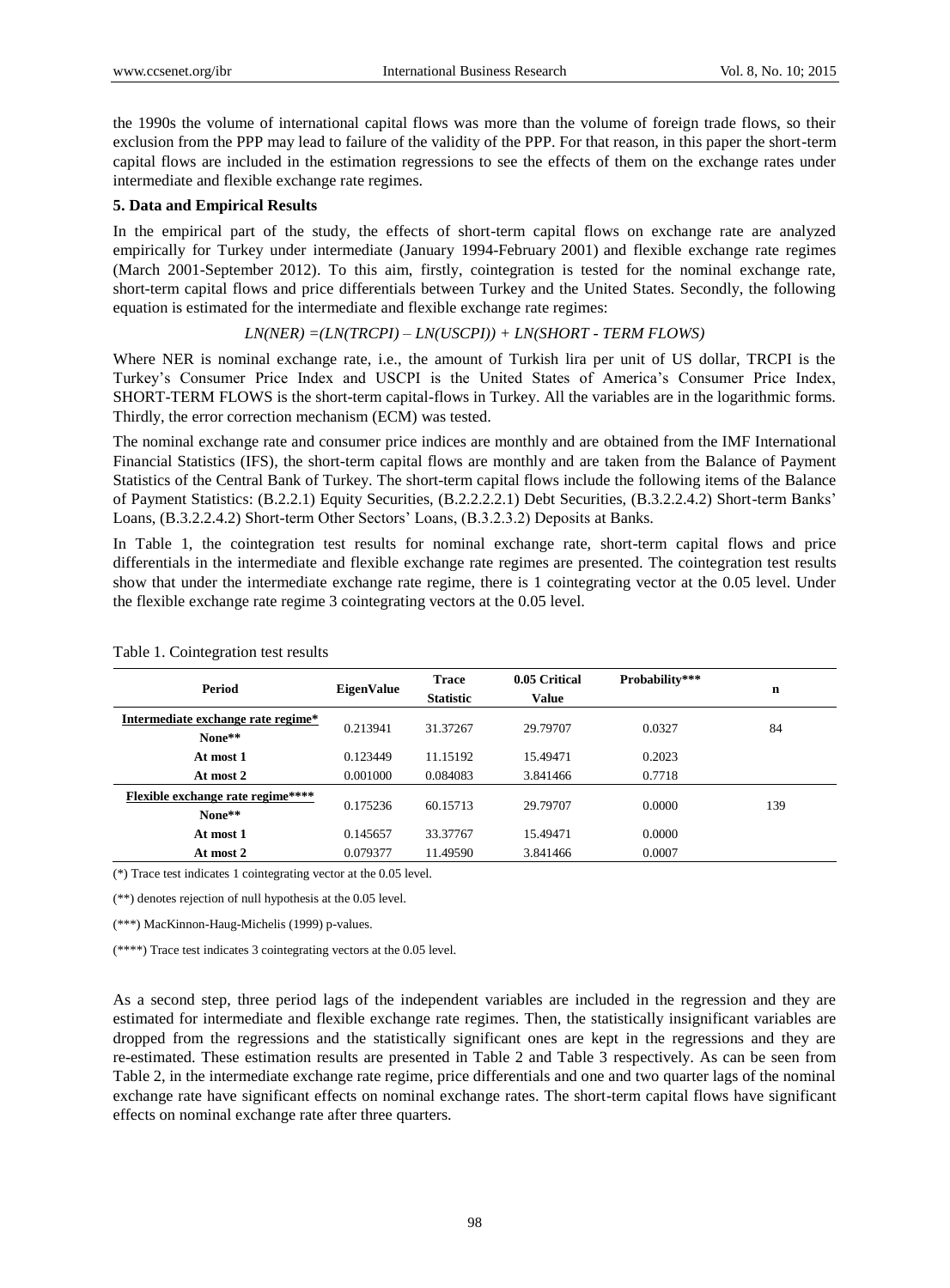the 1990s the volume of international capital flows was more than the volume of foreign trade flows, so their exclusion from the PPP may lead to failure of the validity of the PPP. For that reason, in this paper the short-term capital flows are included in the estimation regressions to see the effects of them on the exchange rates under intermediate and flexible exchange rate regimes.

## 5. Data and Empirical Results

In the empirical part of the study, the effects of short-term capital flows on exchange rate are analyzed empirically for Turkey under intermediate (January 1994-February 2001) and flexible exchange rate regimes (March 2001-September 2012). To this aim, firstly, cointegration is tested for the nominal exchange rate, short-term capital flows and price differentials between Turkey and the United States. Secondly, the following equation is estimated for the intermediate and flexible exchange rate regimes:

$$LN(NER) = (LN(TRCPI) - LN(USCPI)) + LN(SHORT\text{ - }TERM\ FLOWS)$$

Where NER is nominal exchange rate, i.e., the amount of Turkish lira per unit of US dollar, TRCPI is the Turkey's Consumer Price Index and USCPI is the United States of America's Consumer Price Index, SHORT-TERM FLOWS is the short-term capital-flows in Turkey. All the variables are in the logarithmic forms. Thirdly, the error correction mechanism (ECM) was tested.

The nominal exchange rate and consumer price indices are monthly and are obtained from the IMF International Financial Statistics (IFS), the short-term capital flows are monthly and are taken from the Balance of Payment Statistics of the Central Bank of Turkey. The short-term capital flows include the following items of the Balance of Payment Statistics: (B.2.2.1) Equity Securities, (B.2.2.2.2.1) Debt Securities, (B.3.2.2.4.2) Short-term Banks' Loans, (B.3.2.2.4.2) Short-term Other Sectors' Loans, (B.3.2.3.2) Deposits at Banks.

In Table 1, the cointegration test results for nominal exchange rate, short-term capital flows and price differentials in the intermediate and flexible exchange rate regimes are presented. The cointegration test results show that under the intermediate exchange rate regime, there is 1 cointegrating vector at the 0.05 level. Under the flexible exchange rate regime 3 cointegrating vectors at the 0.05 level.

Table 1. Cointegration test results

| Period | EigenValue | Trace Statistic | 0.05 Critical Value | Probability*** | n |
|---|---|---|---|---|---|
| **Intermediate exchange rate regime*** | | | | | |
| **None**** | 0.213941 | 31.37267 | 29.79707 | 0.0327 | 84 |
| **At most 1** | 0.123449 | 11.15192 | 15.49471 | 0.2023 | |
| **At most 2** | 0.001000 | 0.084083 | 3.841466 | 0.7718 | |
| **Flexible exchange rate regime****** | | | | | |
| **None**** | 0.175236 | 60.15713 | 29.79707 | 0.0000 | 139 |
| **At most 1** | 0.145657 | 33.37767 | 15.49471 | 0.0000 | |
| **At most 2** | 0.079377 | 11.49590 | 3.841466 | 0.0007 | |

(*) Trace test indicates 1 cointegrating vector at the 0.05 level.

(**) denotes rejection of null hypothesis at the 0.05 level.

(***) MacKinnon-Haug-Michelis (1999) p-values.

(****) Trace test indicates 3 cointegrating vectors at the 0.05 level.

As a second step, three period lags of the independent variables are included in the regression and they are estimated for intermediate and flexible exchange rate regimes. Then, the statistically insignificant variables are dropped from the regressions and the statistically significant ones are kept in the regressions and they are re-estimated. These estimation results are presented in Table 2 and Table 3 respectively. As can be seen from Table 2, in the intermediate exchange rate regime, price differentials and one and two quarter lags of the nominal exchange rate have significant effects on nominal exchange rates. The short-term capital flows have significant effects on nominal exchange rate after three quarters.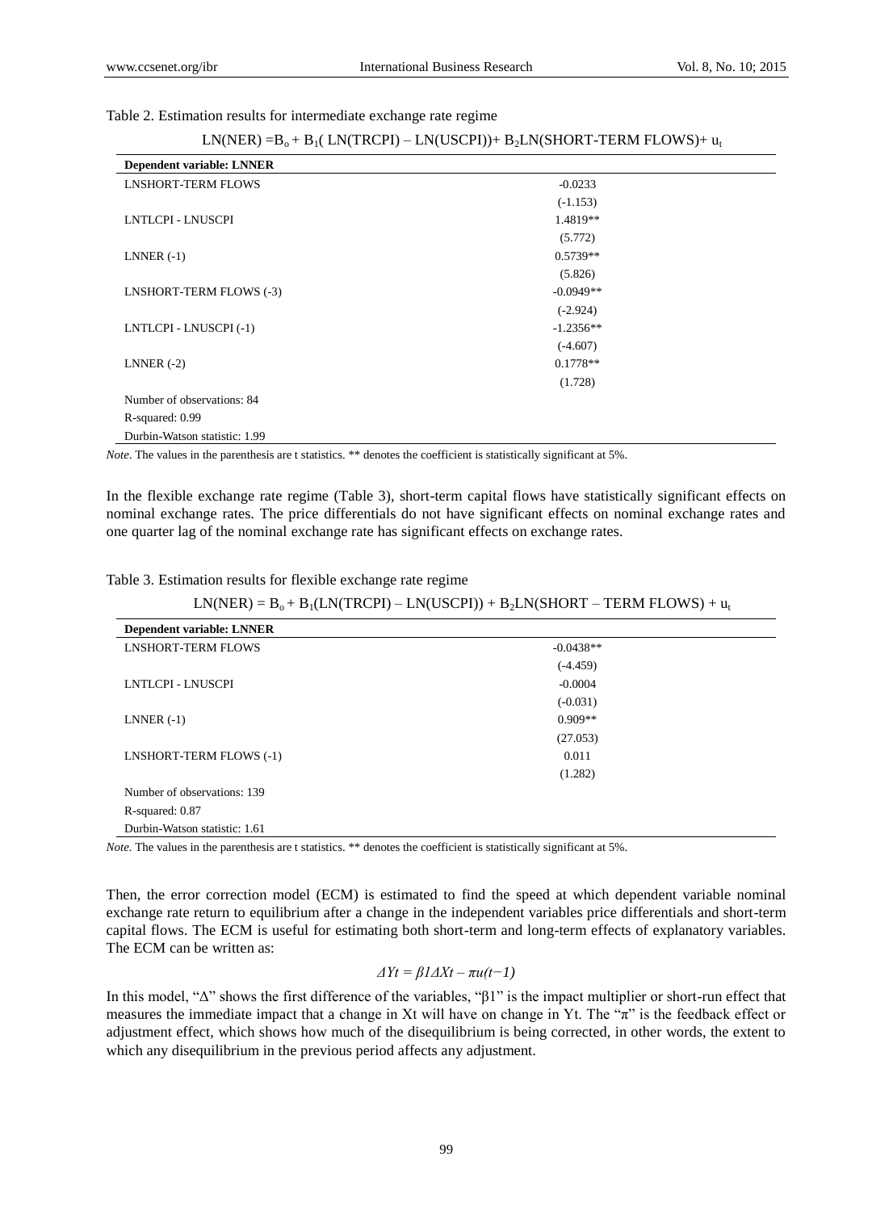Table 2. Estimation results for intermediate exchange rate regime

$$LN(NER) = B_o + B_1(LN(TRCPI) - LN(USCPI)) + B_2LN(SHORT\text{-}TERM\ FLOWS) + u_t$$

| Dependent variable: LNNER | |
|---|---|
| LNSHORT-TERM FLOWS | -0.0233 |
| | (-1.153) |
| LNTLCPI - LNUSCPI | 1.4819** |
| | (5.772) |
| LNNER (-1) | 0.5739** |
| | (5.826) |
| LNSHORT-TERM FLOWS (-3) | -0.0949** |
| | (-2.924) |
| LNTLCPI - LNUSCPI (-1) | -1.2356** |
| | (-4.607) |
| LNNER (-2) | 0.1778** |
| | (1.728) |
| Number of observations: 84 | |
| R-squared: 0.99 | |
| Durbin-Watson statistic: 1.99 | |

*Note*. The values in the parenthesis are t statistics. ** denotes the coefficient is statistically significant at 5%.

In the flexible exchange rate regime (Table 3), short-term capital flows have statistically significant effects on nominal exchange rates. The price differentials do not have significant effects on nominal exchange rates and one quarter lag of the nominal exchange rate has significant effects on exchange rates.

Table 3. Estimation results for flexible exchange rate regime

$$LN(NER) = B_o + B_1(LN(TRCPI) - LN(USCPI)) + B_2LN(SHORT - TERM\ FLOWS) + u_t$$

| Dependent variable: LNNER | |
|---|---|
| LNSHORT-TERM FLOWS | -0.0438** |
| | (-4.459) |
| LNTLCPI - LNUSCPI | -0.0004 |
| | (-0.031) |
| LNNER (-1) | 0.909** |
| | (27.053) |
| LNSHORT-TERM FLOWS (-1) | 0.011 |
| | (1.282) |
| Number of observations: 139 | |
| R-squared: 0.87 | |
| Durbin-Watson statistic: 1.61 | |

*Note*. The values in the parenthesis are t statistics. ** denotes the coefficient is statistically significant at 5%.

Then, the error correction model (ECM) is estimated to find the speed at which dependent variable nominal exchange rate return to equilibrium after a change in the independent variables price differentials and short-term capital flows. The ECM is useful for estimating both short-term and long-term effects of explanatory variables. The ECM can be written as:

$$\Delta Yt = \beta 1 \Delta Xt - \pi u(t-1)$$

In this model, "Δ" shows the first difference of the variables, "β1" is the impact multiplier or short-run effect that measures the immediate impact that a change in Xt will have on change in Yt. The "π" is the feedback effect or adjustment effect, which shows how much of the disequilibrium is being corrected, in other words, the extent to which any disequilibrium in the previous period affects any adjustment.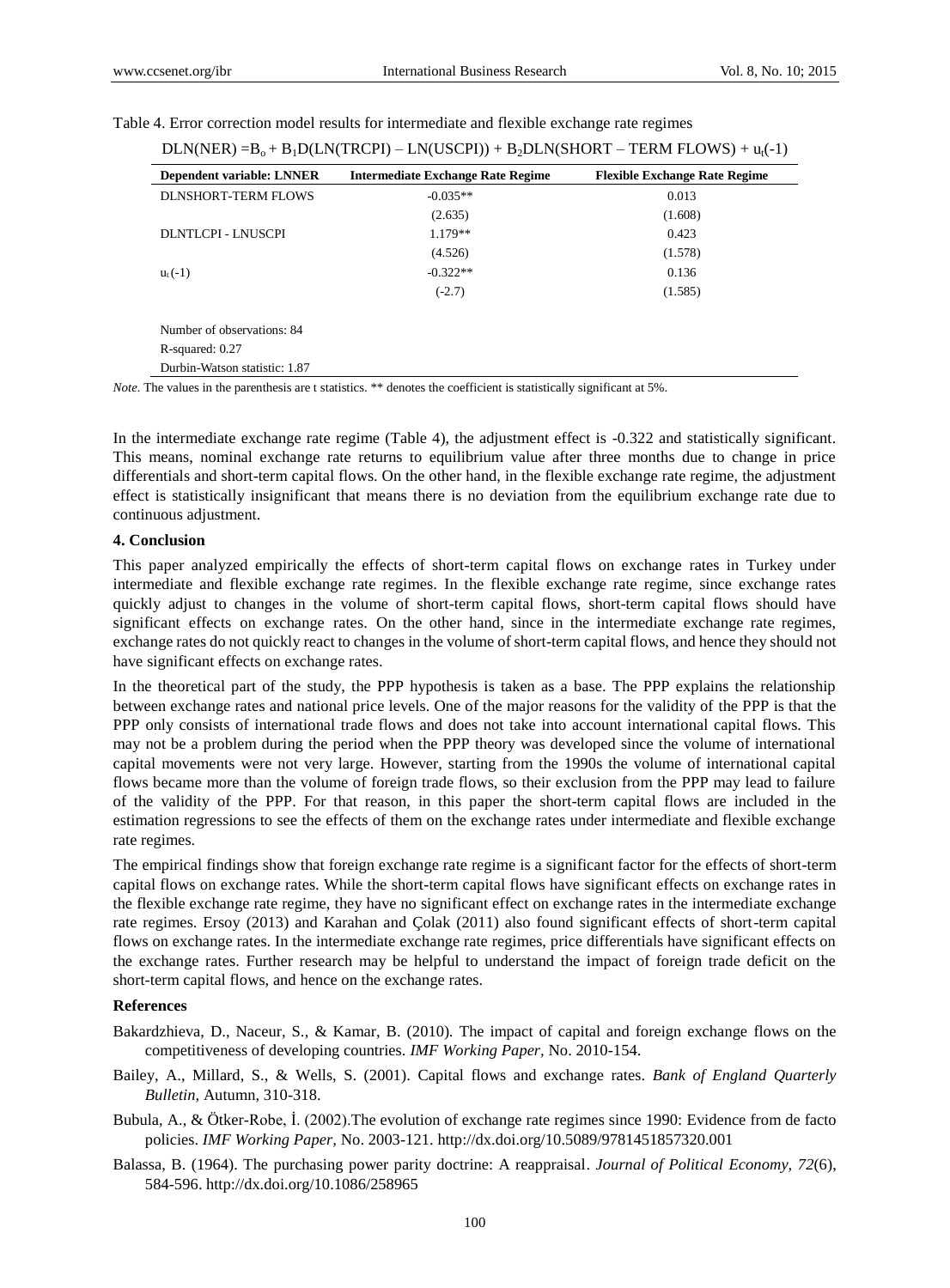Table 4. Error correction model results for intermediate and flexible exchange rate regimes

$$DLN(NER) = B_o + B_1 D(LN(TRCPI) - LN(USCPI)) + B_2 DLN(SHORT-TERM\ FLOWS) + u_t(-1)$$

| Dependent variable: LNNER | Intermediate Exchange Rate Regime | Flexible Exchange Rate Regime |
|---|---|---|
| DLNSHORT-TERM FLOWS | -0.035** | 0.013 |
| | (2.635) | (1.608) |
| DLNTLCPI - LNUSCPI | 1.179** | 0.423 |
| | (4.526) | (1.578) |
| $u_t(-1)$ | -0.322** | 0.136 |
| | (-2.7) | (1.585) |
| Number of observations: 84 | | |
| R-squared: 0.27 | | |
| Durbin-Watson statistic: 1.87 | | |

*Note*. The values in the parenthesis are t statistics. ** denotes the coefficient is statistically significant at 5%.

In the intermediate exchange rate regime (Table 4), the adjustment effect is -0.322 and statistically significant. This means, nominal exchange rate returns to equilibrium value after three months due to change in price differentials and short-term capital flows. On the other hand, in the flexible exchange rate regime, the adjustment effect is statistically insignificant that means there is no deviation from the equilibrium exchange rate due to continuous adjustment.

## 4. Conclusion

This paper analyzed empirically the effects of short-term capital flows on exchange rates in Turkey under intermediate and flexible exchange rate regimes. In the flexible exchange rate regime, since exchange rates quickly adjust to changes in the volume of short-term capital flows, short-term capital flows should have significant effects on exchange rates. On the other hand, since in the intermediate exchange rate regimes, exchange rates do not quickly react to changes in the volume of short-term capital flows, and hence they should not have significant effects on exchange rates.

In the theoretical part of the study, the PPP hypothesis is taken as a base. The PPP explains the relationship between exchange rates and national price levels. One of the major reasons for the validity of the PPP is that the PPP only consists of international trade flows and does not take into account international capital flows. This may not be a problem during the period when the PPP theory was developed since the volume of international capital movements were not very large. However, starting from the 1990s the volume of international capital flows became more than the volume of foreign trade flows, so their exclusion from the PPP may lead to failure of the validity of the PPP. For that reason, in this paper the short-term capital flows are included in the estimation regressions to see the effects of them on the exchange rates under intermediate and flexible exchange rate regimes.

The empirical findings show that foreign exchange rate regime is a significant factor for the effects of short-term capital flows on exchange rates. While the short-term capital flows have significant effects on exchange rates in the flexible exchange rate regime, they have no significant effect on exchange rates in the intermediate exchange rate regimes. Ersoy (2013) and Karahan and Çolak (2011) also found significant effects of short-term capital flows on exchange rates. In the intermediate exchange rate regimes, price differentials have significant effects on the exchange rates. Further research may be helpful to understand the impact of foreign trade deficit on the short-term capital flows, and hence on the exchange rates.

## References

Bakardzhieva, D., Naceur, S., & Kamar, B. (2010). The impact of capital and foreign exchange flows on the competitiveness of developing countries. *IMF Working Paper*, No. 2010-154.

Bailey, A., Millard, S., & Wells, S. (2001). Capital flows and exchange rates. *Bank of England Quarterly Bulletin*, Autumn, 310-318.

Bubula, A., & Ötker-Robe, İ. (2002).The evolution of exchange rate regimes since 1990: Evidence from de facto policies. *IMF Working Paper*, No. 2003-121. http://dx.doi.org/10.5089/9781451857320.001

Balassa, B. (1964). The purchasing power parity doctrine: A reappraisal. *Journal of Political Economy, 72*(6), 584-596. http://dx.doi.org/10.1086/258965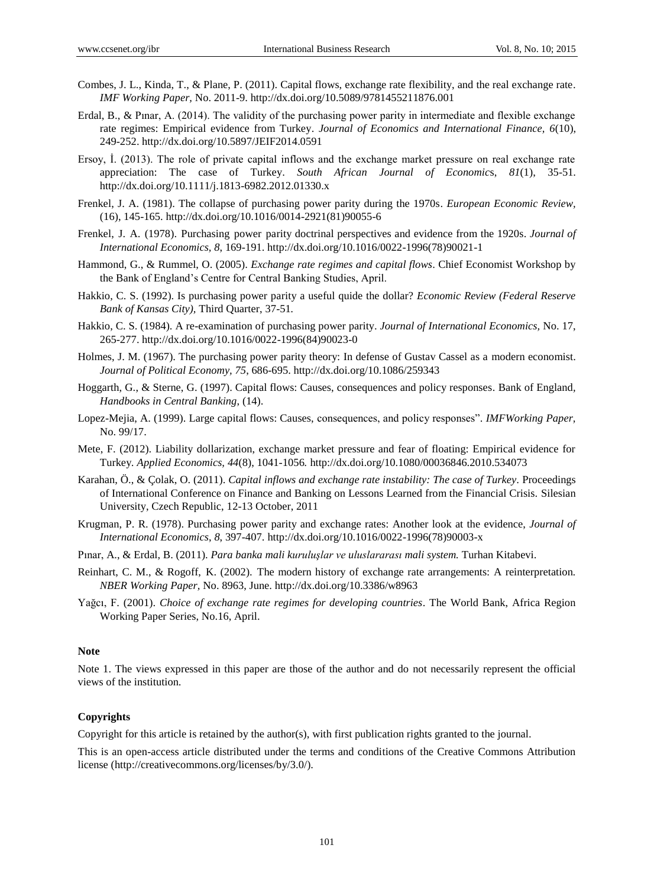Combes, J. L., Kinda, T., & Plane, P. (2011). Capital flows, exchange rate flexibility, and the real exchange rate. *IMF Working Paper*, No. 2011-9. http://dx.doi.org/10.5089/9781455211876.001

Erdal, B., & Pınar, A. (2014). The validity of the purchasing power parity in intermediate and flexible exchange rate regimes: Empirical evidence from Turkey. *Journal of Economics and International Finance, 6*(10), 249-252. http://dx.doi.org/10.5897/JEIF2014.0591

Ersoy, İ. (2013). The role of private capital inflows and the exchange market pressure on real exchange rate appreciation: The case of Turkey. *South African Journal of Economics*, *81*(1), 35-51. http://dx.doi.org/10.1111/j.1813-6982.2012.01330.x

Frenkel, J. A. (1981). The collapse of purchasing power parity during the 1970s. *European Economic Review*, (16), 145-165. http://dx.doi.org/10.1016/0014-2921(81)90055-6

Frenkel, J. A. (1978). Purchasing power parity doctrinal perspectives and evidence from the 1920s. *Journal of International Economics, 8*, 169-191. http://dx.doi.org/10.1016/0022-1996(78)90021-1

Hammond, G., & Rummel, O. (2005). *Exchange rate regimes and capital flows*. Chief Economist Workshop by the Bank of England's Centre for Central Banking Studies, April.

Hakkio, C. S. (1992). Is purchasing power parity a useful quide the dollar? *Economic Review (Federal Reserve Bank of Kansas City)*, Third Quarter, 37-51.

Hakkio, C. S. (1984). A re-examination of purchasing power parity. *Journal of International Economics*, No. 17, 265-277. http://dx.doi.org/10.1016/0022-1996(84)90023-0

Holmes, J. M. (1967). The purchasing power parity theory: In defense of Gustav Cassel as a modern economist. *Journal of Political Economy, 75*, 686-695. http://dx.doi.org/10.1086/259343

Hoggarth, G., & Sterne, G. (1997). Capital flows: Causes, consequences and policy responses. Bank of England, *Handbooks in Central Banking*, (14).

Lopez-Mejia, A. (1999). Large capital flows: Causes, consequences, and policy responses". *IMFWorking Paper*, No. 99/17.

Mete, F. (2012). Liability dollarization, exchange market pressure and fear of floating: Empirical evidence for Turkey. *Applied Economics, 44*(8), 1041-1056. http://dx.doi.org/10.1080/00036846.2010.534073

Karahan, Ö., & Çolak, O. (2011). *Capital inflows and exchange rate instability: The case of Turkey*. Proceedings of International Conference on Finance and Banking on Lessons Learned from the Financial Crisis. Silesian University, Czech Republic, 12-13 October, 2011

Krugman, P. R. (1978). Purchasing power parity and exchange rates: Another look at the evidence, *Journal of International Economics*, *8*, 397-407. http://dx.doi.org/10.1016/0022-1996(78)90003-x

Pınar, A., & Erdal, B. (2011). *Para banka mali kuruluşlar ve uluslararası mali system.* Turhan Kitabevi.

Reinhart, C. M., & Rogoff, K. (2002). The modern history of exchange rate arrangements: A reinterpretation. *NBER Working Paper*, No. 8963, June. http://dx.doi.org/10.3386/w8963

Yağcı, F. (2001). *Choice of exchange rate regimes for developing countries*. The World Bank, Africa Region Working Paper Series, No.16, April.

#### Note

Note 1. The views expressed in this paper are those of the author and do not necessarily represent the official views of the institution.

#### Copyrights

Copyright for this article is retained by the author(s), with first publication rights granted to the journal.

This is an open-access article distributed under the terms and conditions of the Creative Commons Attribution license (http://creativecommons.org/licenses/by/3.0/).